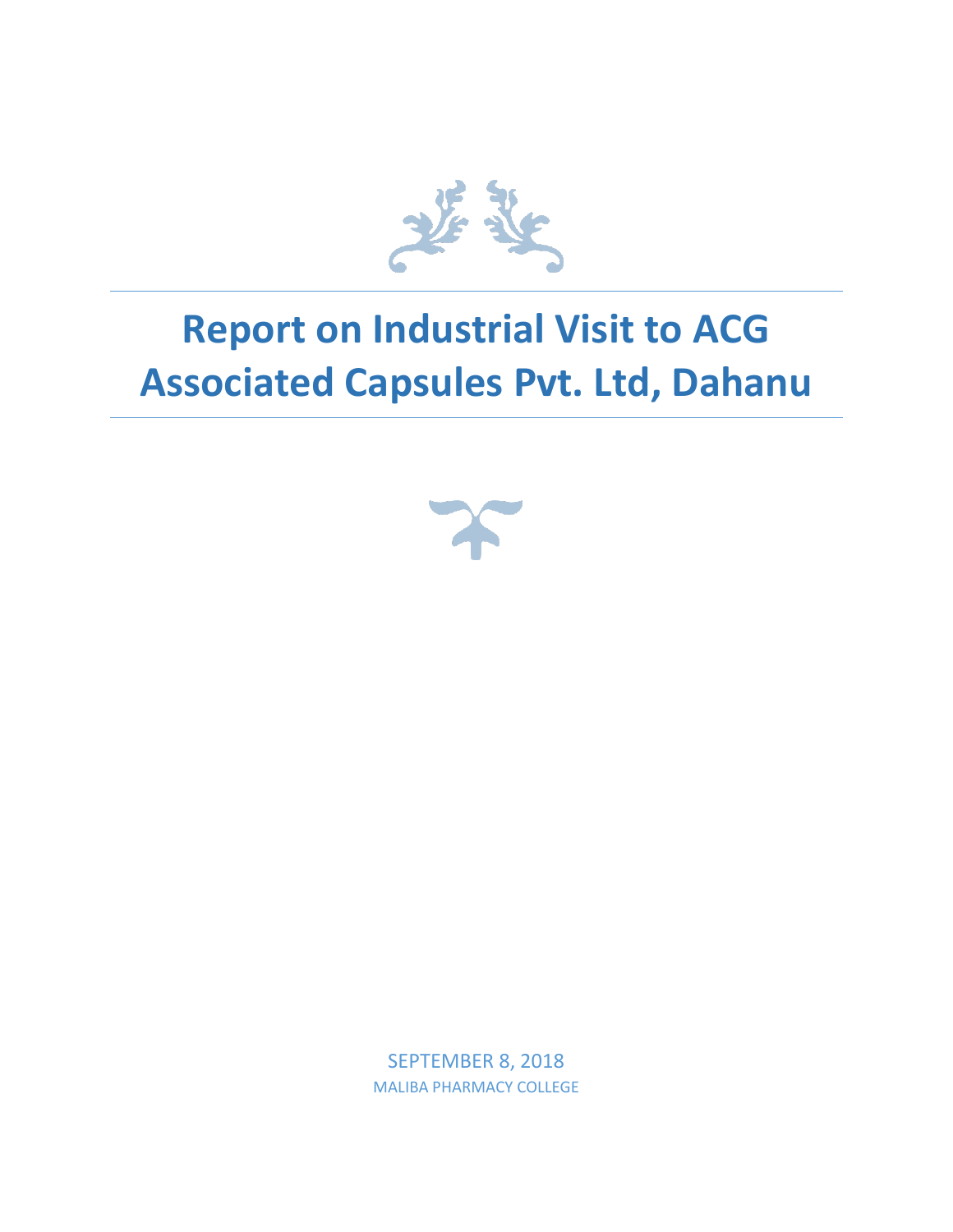# Report on Industrial Visit to ACG Associated Capsules Pvt. Ltd, Dahanu

SEPTEMBER 8, 2018

MALIBA PHARMACY COLLEGE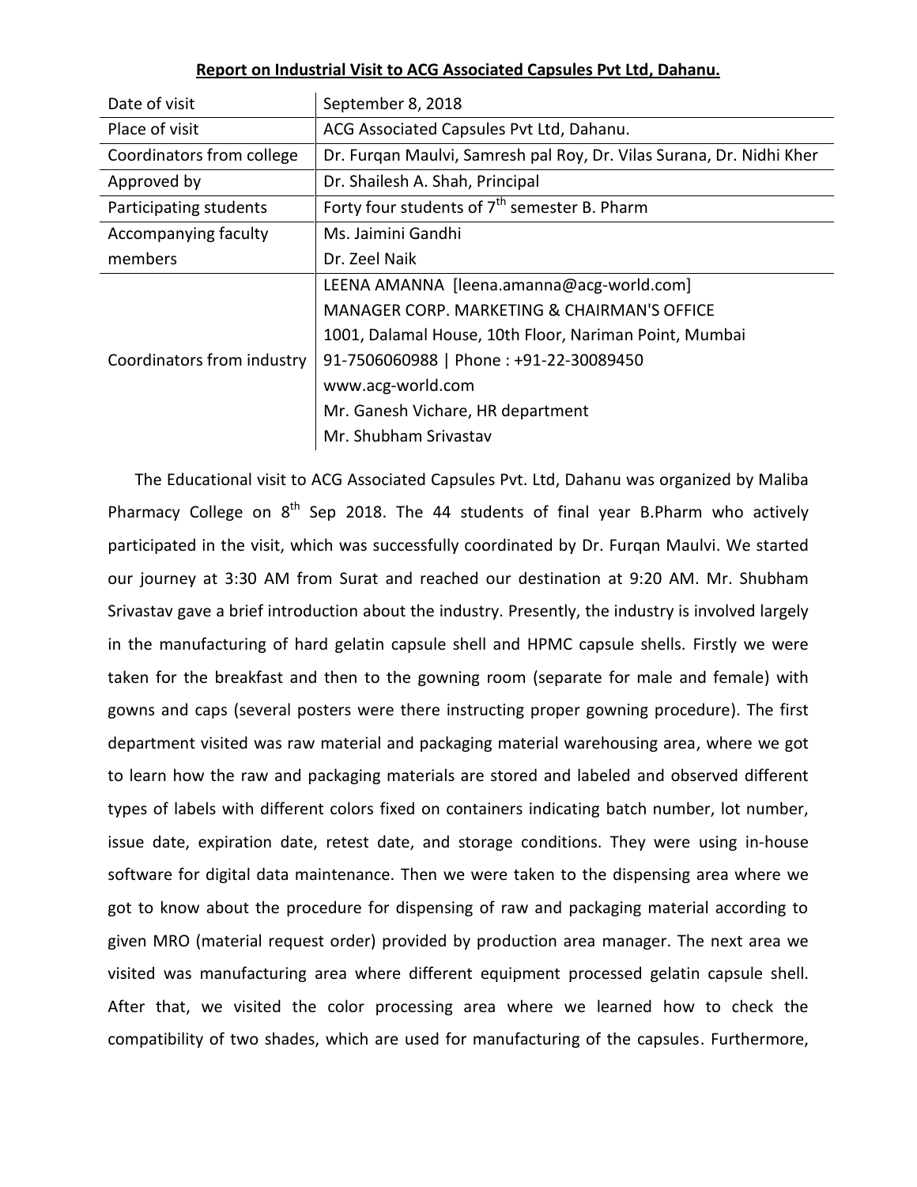**Report on Industrial Visit to ACG Associated Capsules Pvt Ltd, Dahanu.**

| | |
|---|---|
| Date of visit | September 8, 2018 |
| Place of visit | ACG Associated Capsules Pvt Ltd, Dahanu. |
| Coordinators from college | Dr. Furqan Maulvi, Samresh pal Roy, Dr. Vilas Surana, Dr. Nidhi Kher |
| Approved by | Dr. Shailesh A. Shah, Principal |
| Participating students | Forty four students of 7th semester B. Pharm |
| Accompanying faculty members | Ms. Jaimini Gandhi<br>Dr. Zeel Naik |
| Coordinators from industry | LEENA AMANNA [leena.amanna@acg-world.com]<br>MANAGER CORP. MARKETING & CHAIRMAN'S OFFICE<br>1001, Dalamal House, 10th Floor, Nariman Point, Mumbai<br>91-7506060988 \| Phone : +91-22-30089450<br>www.acg-world.com<br>Mr. Ganesh Vichare, HR department<br>Mr. Shubham Srivastav |

The Educational visit to ACG Associated Capsules Pvt. Ltd, Dahanu was organized by Maliba Pharmacy College on 8th Sep 2018. The 44 students of final year B.Pharm who actively participated in the visit, which was successfully coordinated by Dr. Furqan Maulvi. We started our journey at 3:30 AM from Surat and reached our destination at 9:20 AM. Mr. Shubham Srivastav gave a brief introduction about the industry. Presently, the industry is involved largely in the manufacturing of hard gelatin capsule shell and HPMC capsule shells. Firstly we were taken for the breakfast and then to the gowning room (separate for male and female) with gowns and caps (several posters were there instructing proper gowning procedure). The first department visited was raw material and packaging material warehousing area, where we got to learn how the raw and packaging materials are stored and labeled and observed different types of labels with different colors fixed on containers indicating batch number, lot number, issue date, expiration date, retest date, and storage conditions. They were using in-house software for digital data maintenance. Then we were taken to the dispensing area where we got to know about the procedure for dispensing of raw and packaging material according to given MRO (material request order) provided by production area manager. The next area we visited was manufacturing area where different equipment processed gelatin capsule shell. After that, we visited the color processing area where we learned how to check the compatibility of two shades, which are used for manufacturing of the capsules. Furthermore,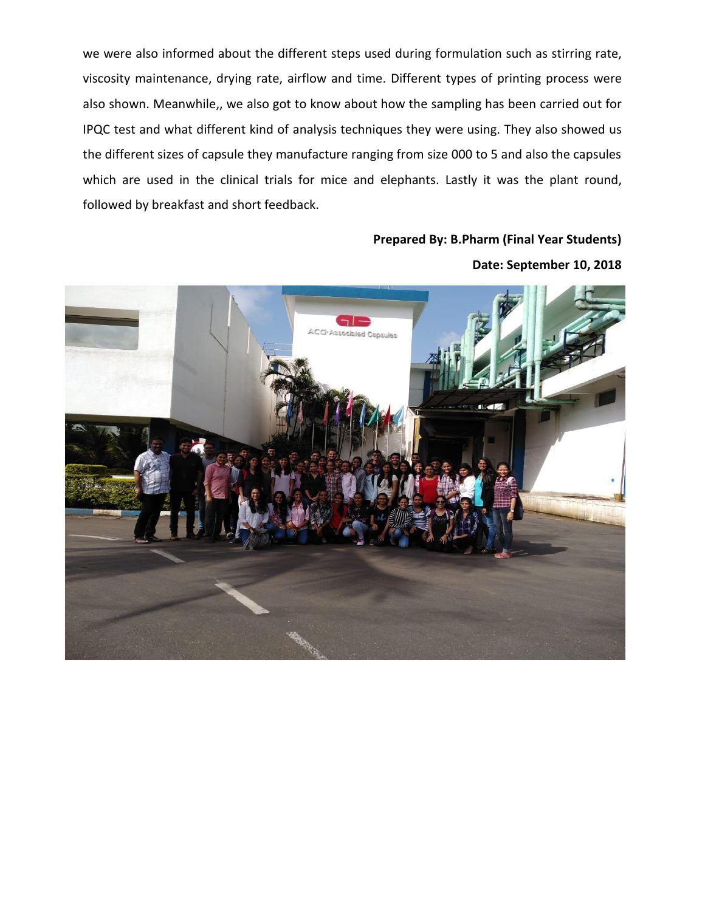we were also informed about the different steps used during formulation such as stirring rate, viscosity maintenance, drying rate, airflow and time. Different types of printing process were also shown. Meanwhile,, we also got to know about how the sampling has been carried out for IPQC test and what different kind of analysis techniques they were using. They also showed us the different sizes of capsule they manufacture ranging from size 000 to 5 and also the capsules which are used in the clinical trials for mice and elephants. Lastly it was the plant round, followed by breakfast and short feedback.

**Prepared By: B.Pharm (Final Year Students)**

**Date: September 10, 2018**